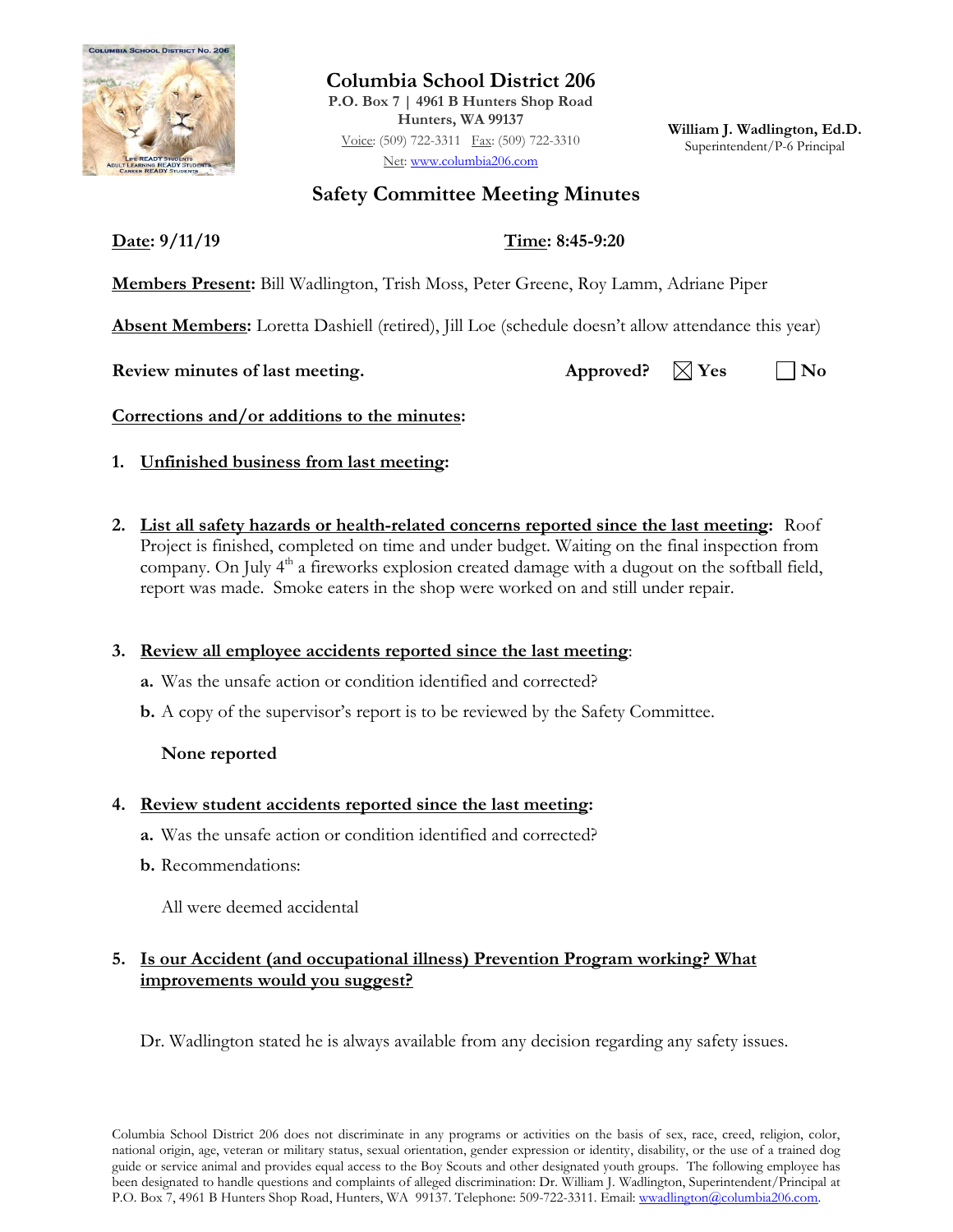**Columbia School District 206**
**P.O. Box 7 | 4961 B Hunters Shop Road**
**Hunters, WA 99137**
Voice: (509) 722-3311 Fax: (509) 722-3310
Net: www.columbia206.com

**William J. Wadlington, Ed.D.**
Superintendent/P-6 Principal

# Safety Committee Meeting Minutes

**Date: 9/11/19** **Time: 8:45-9:20**

**Members Present:** Bill Wadlington, Trish Moss, Peter Greene, Roy Lamm, Adriane Piper

**Absent Members:** Loretta Dashiell (retired), Jill Loe (schedule doesn't allow attendance this year)

**Review minutes of last meeting.** **Approved?** ☒ **Yes** ☐ **No**

**Corrections and/or additions to the minutes:**

1. **Unfinished business from last meeting:**

2. **List all safety hazards or health-related concerns reported since the last meeting:** Roof Project is finished, completed on time and under budget. Waiting on the final inspection from company. On July 4th a fireworks explosion created damage with a dugout on the softball field, report was made. Smoke eaters in the shop were worked on and still under repair.

3. **Review all employee accidents reported since the last meeting:**
   - **a.** Was the unsafe action or condition identified and corrected?
   - **b.** A copy of the supervisor's report is to be reviewed by the Safety Committee.

   **None reported**

4. **Review student accidents reported since the last meeting:**
   - **a.** Was the unsafe action or condition identified and corrected?
   - **b.** Recommendations:

   All were deemed accidental

5. **Is our Accident (and occupational illness) Prevention Program working? What improvements would you suggest?**

   Dr. Wadlington stated he is always available from any decision regarding any safety issues.

Columbia School District 206 does not discriminate in any programs or activities on the basis of sex, race, creed, religion, color, national origin, age, veteran or military status, sexual orientation, gender expression or identity, disability, or the use of a trained dog guide or service animal and provides equal access to the Boy Scouts and other designated youth groups. The following employee has been designated to handle questions and complaints of alleged discrimination: Dr. William J. Wadlington, Superintendent/Principal at P.O. Box 7, 4961 B Hunters Shop Road, Hunters, WA 99137. Telephone: 509-722-3311. Email: wwadlington@columbia206.com.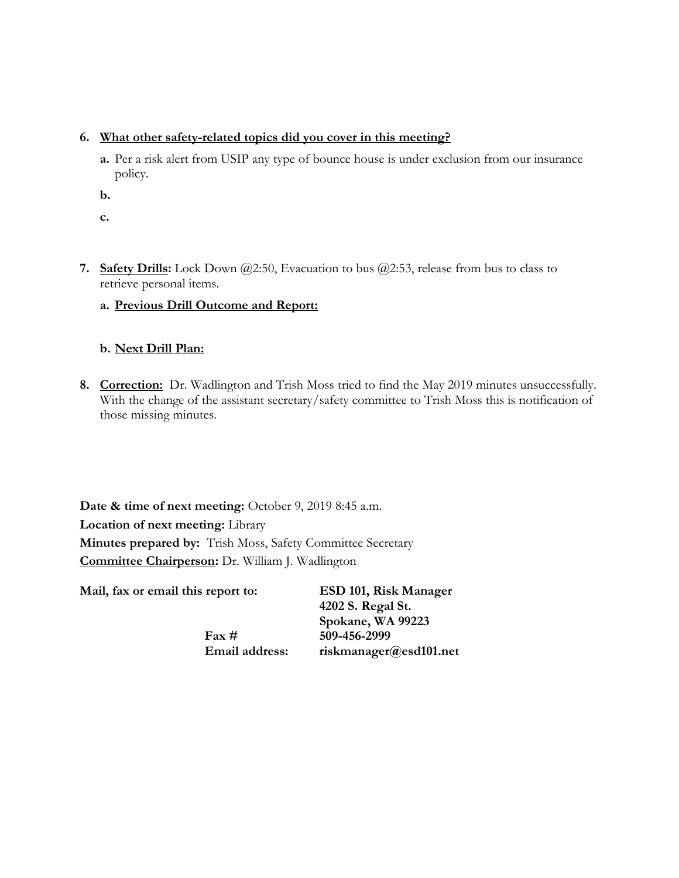6. **What other safety-related topics did you cover in this meeting?**

   a. Per a risk alert from USIP any type of bounce house is under exclusion from our insurance policy.

   b.

   c.

7. **Safety Drills:** Lock Down @2:50, Evacuation to bus @2:53, release from bus to class to retrieve personal items.

   a. **Previous Drill Outcome and Report:**

   b. **Next Drill Plan:**

8. **Correction:** Dr. Wadlington and Trish Moss tried to find the May 2019 minutes unsuccessfully. With the change of the assistant secretary/safety committee to Trish Moss this is notification of those missing minutes.

**Date & time of next meeting:** October 9, 2019 8:45 a.m.

**Location of next meeting:** Library

**Minutes prepared by:** Trish Moss, Safety Committee Secretary

**Committee Chairperson:** Dr. William J. Wadlington

| | |
|---|---|
| **Mail, fax or email this report to:** | **ESD 101, Risk Manager** |
| | **4202 S. Regal St.** |
| | **Spokane, WA 99223** |
| **Fax #** | **509-456-2999** |
| **Email address:** | **riskmanager@esd101.net** |